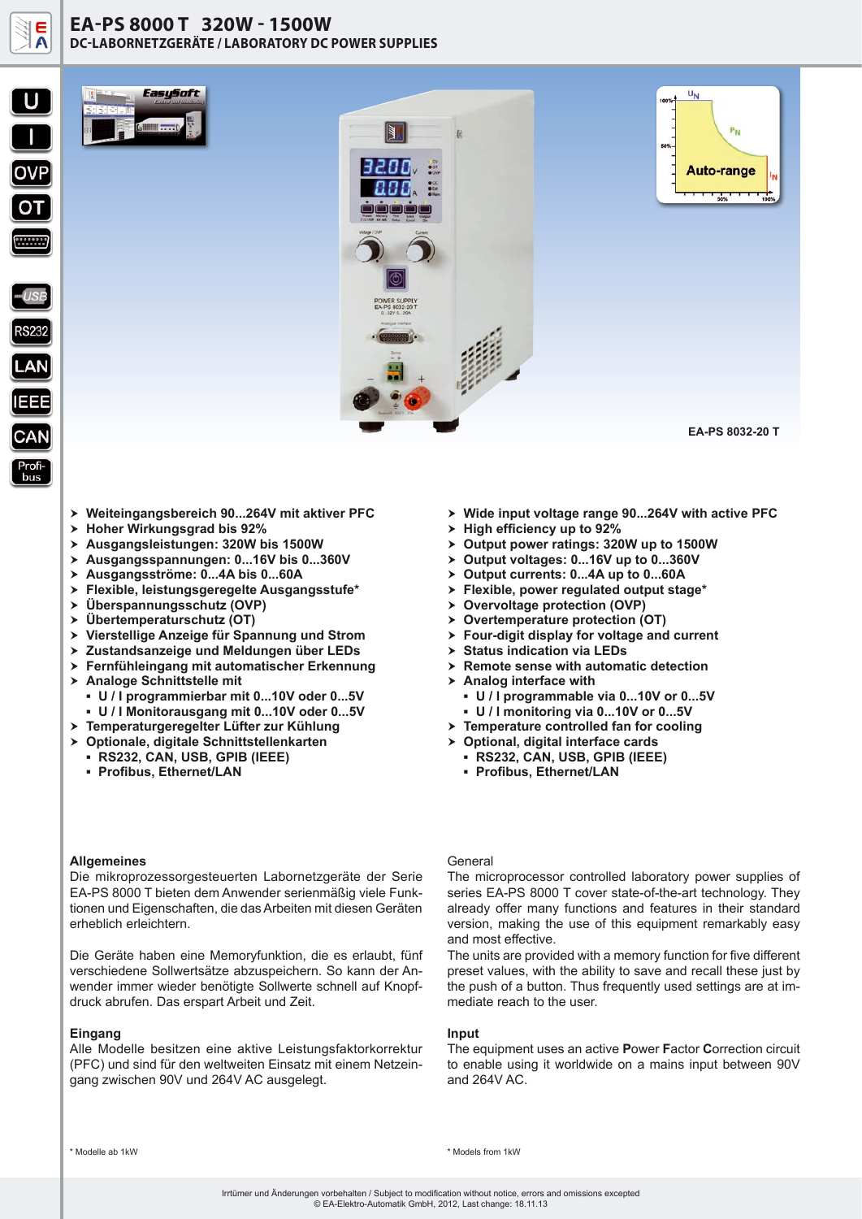# EA-PS 8000 T 320W - 1500W

## DC-LABORNETZGERÄTE / LABORATORY DC POWER SUPPLIES

EA-PS 8032-20 T

- Weiteingangsbereich 90...264V mit aktiver PFC
- Hoher Wirkungsgrad bis 92%
- Ausgangsleistungen: 320W bis 1500W
- Ausgangsspannungen: 0...16V bis 0...360V
- Ausgangsströme: 0...4A bis 0...60A
- Flexible, leistungsgeregelte Ausgangsstufe*
- Überspannungsschutz (OVP)
- Übertemperaturschutz (OT)
- Vierstellige Anzeige für Spannung und Strom
- Zustandsanzeige und Meldungen über LEDs
- Fernfühleingang mit automatischer Erkennung
- Analoge Schnittstelle mit
  - U / I programmierbar mit 0...10V oder 0...5V
  - U / I Monitorausgang mit 0...10V oder 0...5V
- Temperaturgeregelter Lüfter zur Kühlung
- Optionale, digitale Schnittstellenkarten
  - RS232, CAN, USB, GPIB (IEEE)
  - Profibus, Ethernet/LAN

- Wide input voltage range 90...264V with active PFC
- High efficiency up to 92%
- Output power ratings: 320W up to 1500W
- Output voltages: 0...16V up to 0...360V
- Output currents: 0...4A up to 0...60A
- Flexible, power regulated output stage*
- Overvoltage protection (OVP)
- Overtemperature protection (OT)
- Four-digit display for voltage and current
- Status indication via LEDs
- Remote sense with automatic detection
- Analog interface with
  - U / I programmable via 0...10V or 0...5V
  - U / I monitoring via 0...10V or 0...5V
- Temperature controlled fan for cooling
- Optional, digital interface cards
  - RS232, CAN, USB, GPIB (IEEE)
  - Profibus, Ethernet/LAN

### Allgemeines

Die mikroprozessorgesteuerten Labornetzgeräte der Serie EA-PS 8000 T bieten dem Anwender serienmäßig viele Funktionen und Eigenschaften, die das Arbeiten mit diesen Geräten erheblich erleichtern.

Die Geräte haben eine Memoryfunktion, die es erlaubt, fünf verschiedene Sollwertsätze abzuspeichern. So kann der Anwender immer wieder benötigte Sollwerte schnell auf Knopfdruck abrufen. Das erspart Arbeit und Zeit.

### Eingang

Alle Modelle besitzen eine aktive Leistungsfaktorkorrektur (PFC) und sind für den weltweiten Einsatz mit einem Netzeingang zwischen 90V und 264V AC ausgelegt.

\* Modelle ab 1kW

### General

The microprocessor controlled laboratory power supplies of series EA-PS 8000 T cover state-of-the-art technology. They already offer many functions and features in their standard version, making the use of this equipment remarkably easy and most effective.

The units are provided with a memory function for five different preset values, with the ability to save and recall these just by the push of a button. Thus frequently used settings are at immediate reach to the user.

### Input

The equipment uses an active **P**ower **F**actor **C**orrection circuit to enable using it worldwide on a mains input between 90V and 264V AC.

\* Models from 1kW

Irrtümer und Änderungen vorbehalten / Subject to modification without notice, errors and omissions excepted
© EA-Elektro-Automatik GmbH, 2012, Last change: 18.11.13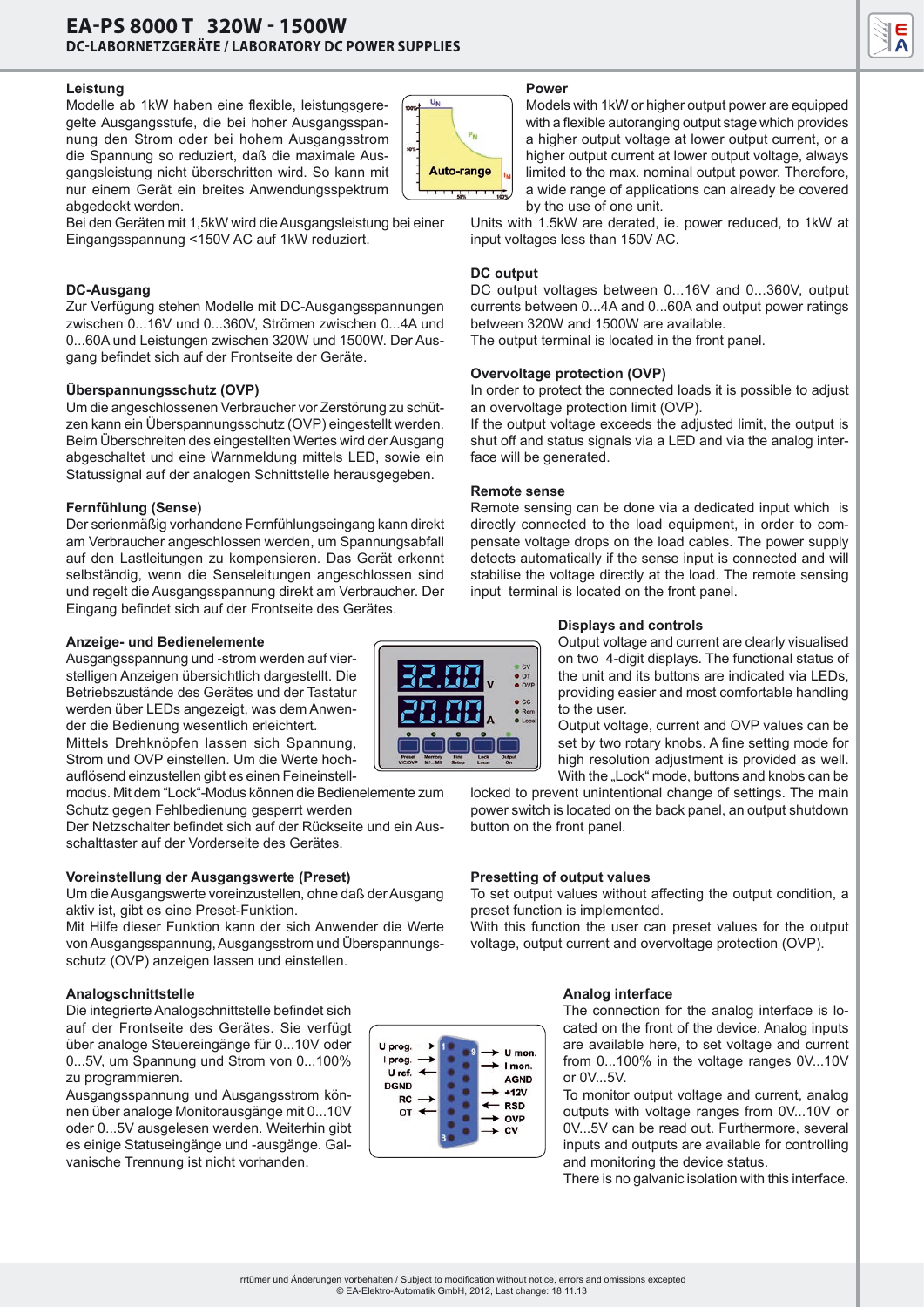## Leistung

Modelle ab 1kW haben eine flexible, leistungsgeregelte Ausgangsstufe, die bei hoher Ausgangsspannung den Strom oder bei hohem Ausgangsstrom die Spannung so reduziert, daß die maximale Ausgangsleistung nicht überschritten wird. So kann mit nur einem Gerät ein breites Anwendungsspektrum abgedeckt werden.

Bei den Geräten mit 1,5kW wird die Ausgangsleistung bei einer Eingangsspannung <150V AC auf 1kW reduziert.

## DC-Ausgang

Zur Verfügung stehen Modelle mit DC-Ausgangsspannungen zwischen 0...16V und 0...360V, Strömen zwischen 0...4A und 0...60A und Leistungen zwischen 320W und 1500W. Der Ausgang befindet sich auf der Frontseite der Geräte.

## Überspannungsschutz (OVP)

Um die angeschlossenen Verbraucher vor Zerstörung zu schützen kann ein Überspannungsschutz (OVP) eingestellt werden. Beim Überschreiten des eingestellten Wertes wird der Ausgang abgeschaltet und eine Warnmeldung mittels LED, sowie ein Statussignal auf der analogen Schnittstelle herausgegeben.

## Fernfühlung (Sense)

Der serienmäßig vorhandene Fernfühlungseingang kann direkt am Verbraucher angeschlossen werden, um Spannungsabfall auf den Lastleitungen zu kompensieren. Das Gerät erkennt selbständig, wenn die Senseleitungen angeschlossen sind und regelt die Ausgangsspannung direkt am Verbraucher. Der Eingang befindet sich auf der Frontseite des Gerätes.

## Anzeige- und Bedienelemente

Ausgangsspannung und -strom werden auf vierstelligen Anzeigen übersichtlich dargestellt. Die Betriebszustände des Gerätes und der Tastatur werden über LEDs angezeigt, was dem Anwender die Bedienung wesentlich erleichtert.

Mittels Drehknöpfen lassen sich Spannung, Strom und OVP einstellen. Um die Werte hochauflösend einzustellen gibt es einen Feineinstellmodus. Mit dem "Lock"-Modus können die Bedienelemente zum Schutz gegen Fehlbedienung gesperrt werden

Der Netzschalter befindet sich auf der Rückseite und ein Ausschalttaster auf der Vorderseite des Gerätes.

## Voreinstellung der Ausgangswerte (Preset)

Um die Ausgangswerte voreinzustellen, ohne daß der Ausgang aktiv ist, gibt es eine Preset-Funktion.

Mit Hilfe dieser Funktion kann der sich Anwender die Werte von Ausgangsspannung, Ausgangsstrom und Überspannungsschutz (OVP) anzeigen lassen und einstellen.

## Analogschnittstelle

Die integrierte Analogschnittstelle befindet sich auf der Frontseite des Gerätes. Sie verfügt über analoge Steuereingänge für 0...10V oder 0...5V, um Spannung und Strom von 0...100% zu programmieren.

Ausgangsspannung und Ausgangsstrom können über analoge Monitorausgänge mit 0...10V oder 0...5V ausgelesen werden. Weiterhin gibt es einige Statuseingänge und -ausgänge. Galvanische Trennung ist nicht vorhanden.

## Power

Models with 1kW or higher output power are equipped with a flexible autoranging output stage which provides a higher output voltage at lower output current, or a higher output current at lower output voltage, always limited to the max. nominal output power. Therefore, a wide range of applications can already be covered by the use of one unit.

Units with 1.5kW are derated, ie. power reduced, to 1kW at input voltages less than 150V AC.

## DC output

DC output voltages between 0...16V and 0...360V, output currents between 0...4A and 0...60A and output power ratings between 320W and 1500W are available.

The output terminal is located in the front panel.

## Overvoltage protection (OVP)

In order to protect the connected loads it is possible to adjust an overvoltage protection limit (OVP).

If the output voltage exceeds the adjusted limit, the output is shut off and status signals via a LED and via the analog interface will be generated.

## Remote sense

Remote sensing can be done via a dedicated input which is directly connected to the load equipment, in order to compensate voltage drops on the load cables. The power supply detects automatically if the sense input is connected and will stabilise the voltage directly at the load. The remote sensing input terminal is located on the front panel.

## Displays and controls

Output voltage and current are clearly visualised on two 4-digit displays. The functional status of the unit and its buttons are indicated via LEDs, providing easier and most comfortable handling to the user.

Output voltage, current and OVP values can be set by two rotary knobs. A fine setting mode for high resolution adjustment is provided as well. With the „Lock" mode, buttons and knobs can be locked to prevent unintentional change of settings. The main power switch is located on the back panel, an output shutdown button on the front panel.

## Presetting of output values

To set output values without affecting the output condition, a preset function is implemented.

With this function the user can preset values for the output voltage, output current and overvoltage protection (OVP).

## Analog interface

The connection for the analog interface is located on the front of the device. Analog inputs are available here, to set voltage and current from 0...100% in the voltage ranges 0V...10V or 0V...5V.

To monitor output voltage and current, analog outputs with voltage ranges from 0V...10V or 0V...5V can be read out. Furthermore, several inputs and outputs are available for controlling and monitoring the device status.

There is no galvanic isolation with this interface.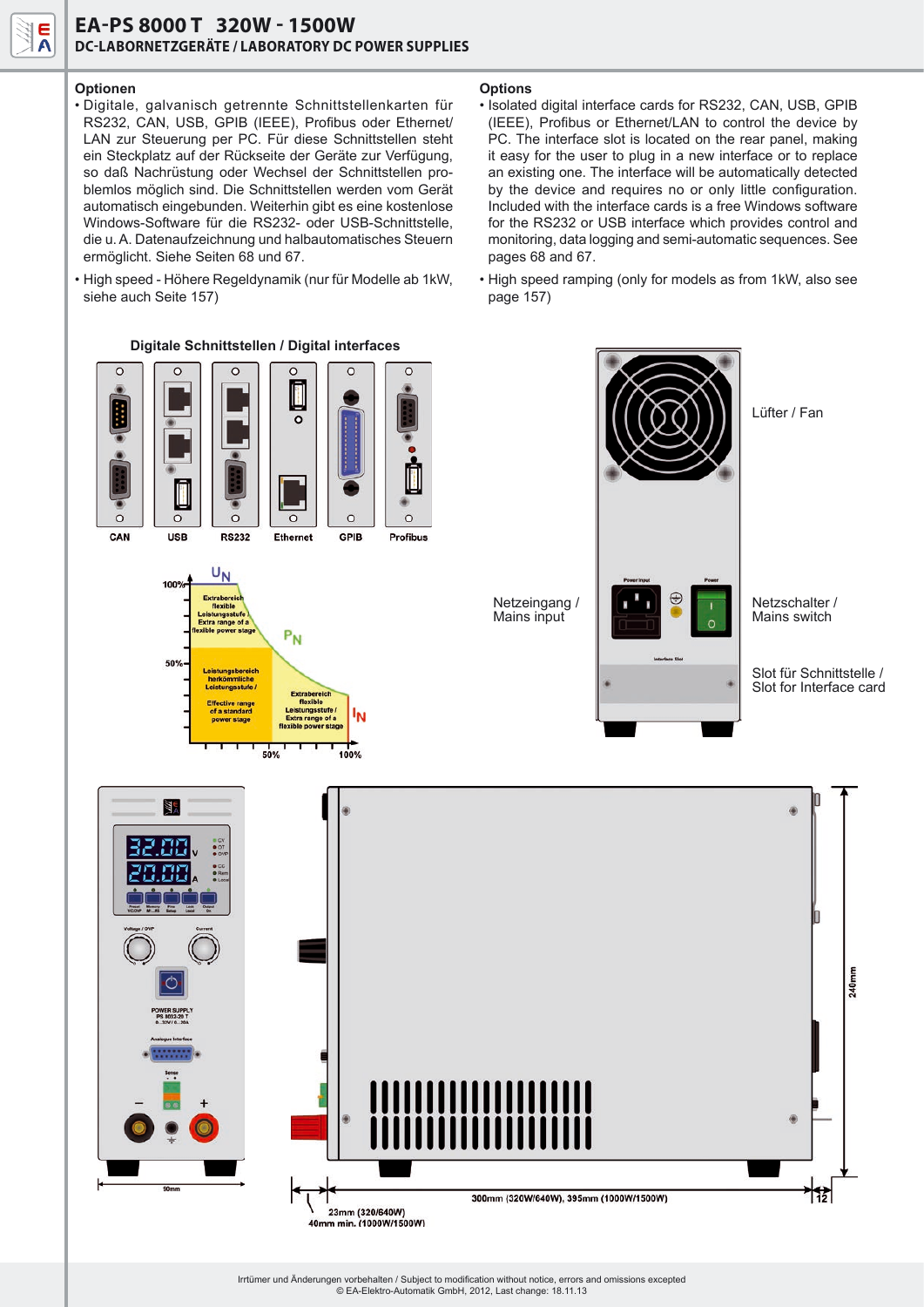## Optionen

- Digitale, galvanisch getrennte Schnittstellenkarten für RS232, CAN, USB, GPIB (IEEE), Profibus oder Ethernet/LAN zur Steuerung per PC. Für diese Schnittstellen steht ein Steckplatz auf der Rückseite der Geräte zur Verfügung, so daß Nachrüstung oder Wechsel der Schnittstellen problemlos möglich sind. Die Schnittstellen werden vom Gerät automatisch eingebunden. Weiterhin gibt es eine kostenlose Windows-Software für die RS232- oder USB-Schnittstelle, die u. A. Datenaufzeichnung und halbautomatisches Steuern ermöglicht. Siehe Seiten 68 und 67.
- High speed - Höhere Regeldynamik (nur für Modelle ab 1kW, siehe auch Seite 157)

## Options

- Isolated digital interface cards for RS232, CAN, USB, GPIB (IEEE), Profibus or Ethernet/LAN to control the device by PC. The interface slot is located on the rear panel, making it easy for the user to plug in a new interface or to replace an existing one. The interface will be automatically detected by the device and requires no or only little configuration. Included with the interface cards is a free Windows software for the RS232 or USB interface which provides control and monitoring, data logging and semi-automatic sequences. See pages 68 and 67.
- High speed ramping (only for models as from 1kW, also see page 157)

**Digitale Schnittstellen / Digital interfaces**

CAN, USB, RS232, Ethernet, GPIB, Profibus

Lüfter / Fan

Netzeingang / Mains input

Netzschalter / Mains switch

Slot für Schnittstelle / Slot for Interface card

300mm (320W/640W), 395mm (1000W/1500W)

23mm (320/640W)
40mm min. (1000W/1500W)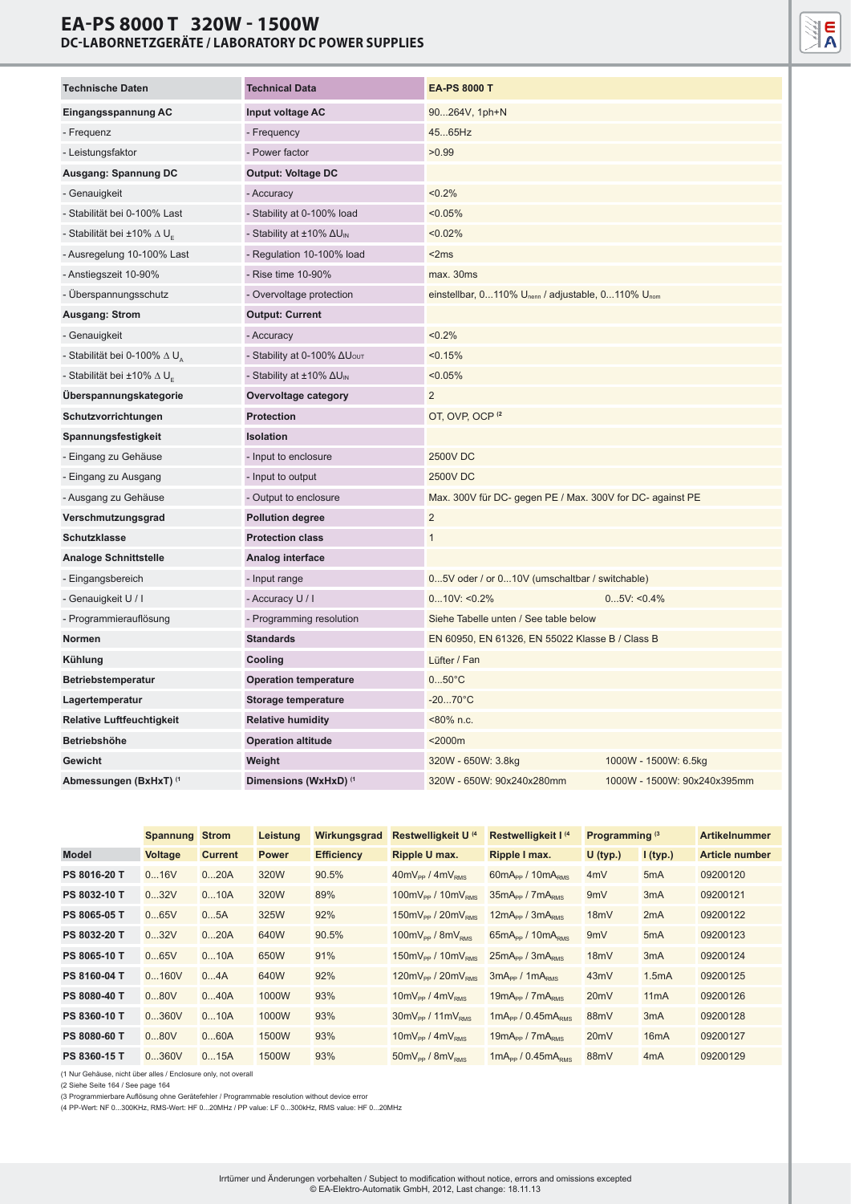# EA-PS 8000 T 320W - 1500W

## DC-LABORNETZGERÄTE / LABORATORY DC POWER SUPPLIES

| Technische Daten | Technical Data | EA-PS 8000 T | |
|---|---|---|---|
| **Eingangsspannung AC** | **Input voltage AC** | 90...264V, 1ph+N | |
| - Frequenz | - Frequency | 45...65Hz | |
| - Leistungsfaktor | - Power factor | >0.99 | |
| **Ausgang: Spannung DC** | **Output: Voltage DC** | | |
| - Genauigkeit | - Accuracy | <0.2% | |
| - Stabilität bei 0-100% Last | - Stability at 0-100% load | <0.05% | |
| - Stabilität bei ±10% $\Delta U_E$ | - Stability at ±10% $\Delta U_{IN}$ | <0.02% | |
| - Ausregelung 10-100% Last | - Regulation 10-100% load | <2ms | |
| - Anstiegszeit 10-90% | - Rise time 10-90% | max. 30ms | |
| - Überspannungsschutz | - Overvoltage protection | einstellbar, 0...110% $U_{nenn}$ / adjustable, 0...110% $U_{nom}$ | |
| **Ausgang: Strom** | **Output: Current** | | |
| - Genauigkeit | - Accuracy | <0.2% | |
| - Stabilität bei 0-100% $\Delta U_A$ | - Stability at 0-100% $\Delta U_{OUT}$ | <0.15% | |
| - Stabilität bei ±10% $\Delta U_E$ | - Stability at ±10% $\Delta U_{IN}$ | <0.05% | |
| **Überspannungskategorie** | **Overvoltage category** | 2 | |
| **Schutzvorrichtungen** | **Protection** | OT, OVP, OCP [2] | |
| **Spannungsfestigkeit** | **Isolation** | | |
| - Eingang zu Gehäuse | - Input to enclosure | 2500V DC | |
| - Eingang zu Ausgang | - Input to output | 2500V DC | |
| - Ausgang zu Gehäuse | - Output to enclosure | Max. 300V für DC- gegen PE / Max. 300V for DC- against PE | |
| **Verschmutzungsgrad** | **Pollution degree** | 2 | |
| **Schutzklasse** | **Protection class** | 1 | |
| **Analoge Schnittstelle** | **Analog interface** | | |
| - Eingangsbereich | - Input range | 0...5V oder / or 0...10V (umschaltbar / switchable) | |
| - Genauigkeit U / I | - Accuracy U / I | 0...10V: <0.2% | 0...5V: <0.4% |
| - Programmierauflösung | - Programming resolution | Siehe Tabelle unten / See table below | |
| **Normen** | **Standards** | EN 60950, EN 61326, EN 55022 Klasse B / Class B | |
| **Kühlung** | **Cooling** | Lüfter / Fan | |
| **Betriebstemperatur** | **Operation temperature** | 0...50°C | |
| **Lagertemperatur** | **Storage temperature** | -20...70°C | |
| **Relative Luftfeuchtigkeit** | **Relative humidity** | <80% n.c. | |
| **Betriebshöhe** | **Operation altitude** | <2000m | |
| **Gewicht** | **Weight** | 320W - 650W: 3.8kg | 1000W - 1500W: 6.5kg |
| **Abmessungen (BxHxT)** [1] | **Dimensions (WxHxD)** [1] | 320W - 650W: 90x240x280mm | 1000W - 1500W: 90x240x395mm |

| | Spannung | Strom | Leistung | Wirkungsgrad | Restwelligkeit U [4] | Restwelligkeit I [4] | Programming [3] | | Artikelnummer |
|---|---|---|---|---|---|---|---|---|---|
| **Model** | **Voltage** | **Current** | **Power** | **Efficiency** | **Ripple U max.** | **Ripple I max.** | **U (typ.)** | **I (typ.)** | **Article number** |
| **PS 8016-20 T** | 0...16V | 0...20A | 320W | 90.5% | $40mV_{PP}$ / $4mV_{RMS}$ | $60mA_{PP}$ / $10mA_{RMS}$ | 4mV | 5mA | 09200120 |
| **PS 8032-10 T** | 0...32V | 0...10A | 320W | 89% | $100mV_{PP}$ / $10mV_{RMS}$ | $35mA_{PP}$ / $7mA_{RMS}$ | 9mV | 3mA | 09200121 |
| **PS 8065-05 T** | 0...65V | 0...5A | 325W | 92% | $150mV_{PP}$ / $20mV_{RMS}$ | $12mA_{PP}$ / $3mA_{RMS}$ | 18mV | 2mA | 09200122 |
| **PS 8032-20 T** | 0...32V | 0...20A | 640W | 90.5% | $100mV_{PP}$ / $8mV_{RMS}$ | $65mA_{PP}$ / $10mA_{RMS}$ | 9mV | 5mA | 09200123 |
| **PS 8065-10 T** | 0...65V | 0...10A | 650W | 91% | $150mV_{PP}$ / $10mV_{RMS}$ | $25mA_{PP}$ / $3mA_{RMS}$ | 18mV | 3mA | 09200124 |
| **PS 8160-04 T** | 0...160V | 0...4A | 640W | 92% | $120mV_{PP}$ / $20mV_{RMS}$ | $3mA_{PP}$ / $1mA_{RMS}$ | 43mV | 1.5mA | 09200125 |
| **PS 8080-40 T** | 0...80V | 0...40A | 1000W | 93% | $10mV_{PP}$ / $4mV_{RMS}$ | $19mA_{PP}$ / $7mA_{RMS}$ | 20mV | 11mA | 09200126 |
| **PS 8360-10 T** | 0...360V | 0...10A | 1000W | 93% | $30mV_{PP}$ / $11mV_{RMS}$ | $1mA_{PP}$ / $0.45mA_{RMS}$ | 88mV | 3mA | 09200128 |
| **PS 8080-60 T** | 0...80V | 0...60A | 1500W | 93% | $10mV_{PP}$ / $4mV_{RMS}$ | $19mA_{PP}$ / $7mA_{RMS}$ | 20mV | 16mA | 09200127 |
| **PS 8360-15 T** | 0...360V | 0...15A | 1500W | 93% | $50mV_{PP}$ / $8mV_{RMS}$ | $1mA_{PP}$ / $0.45mA_{RMS}$ | 88mV | 4mA | 09200129 |

(1 Nur Gehäuse, nicht über alles / Enclosure only, not overall

(2 Siehe Seite 164 / See page 164

(3 Programmierbare Auflösung ohne Gerätefehler / Programmable resolution without device error

(4 PP-Wert: NF 0...300KHz, RMS-Wert: HF 0...20MHz / PP value: LF 0...300kHz, RMS value: HF 0...20MHz

Irrtümer und Änderungen vorbehalten / Subject to modification without notice, errors and omissions excepted
© EA-Elektro-Automatik GmbH, 2012, Last change: 18.11.13